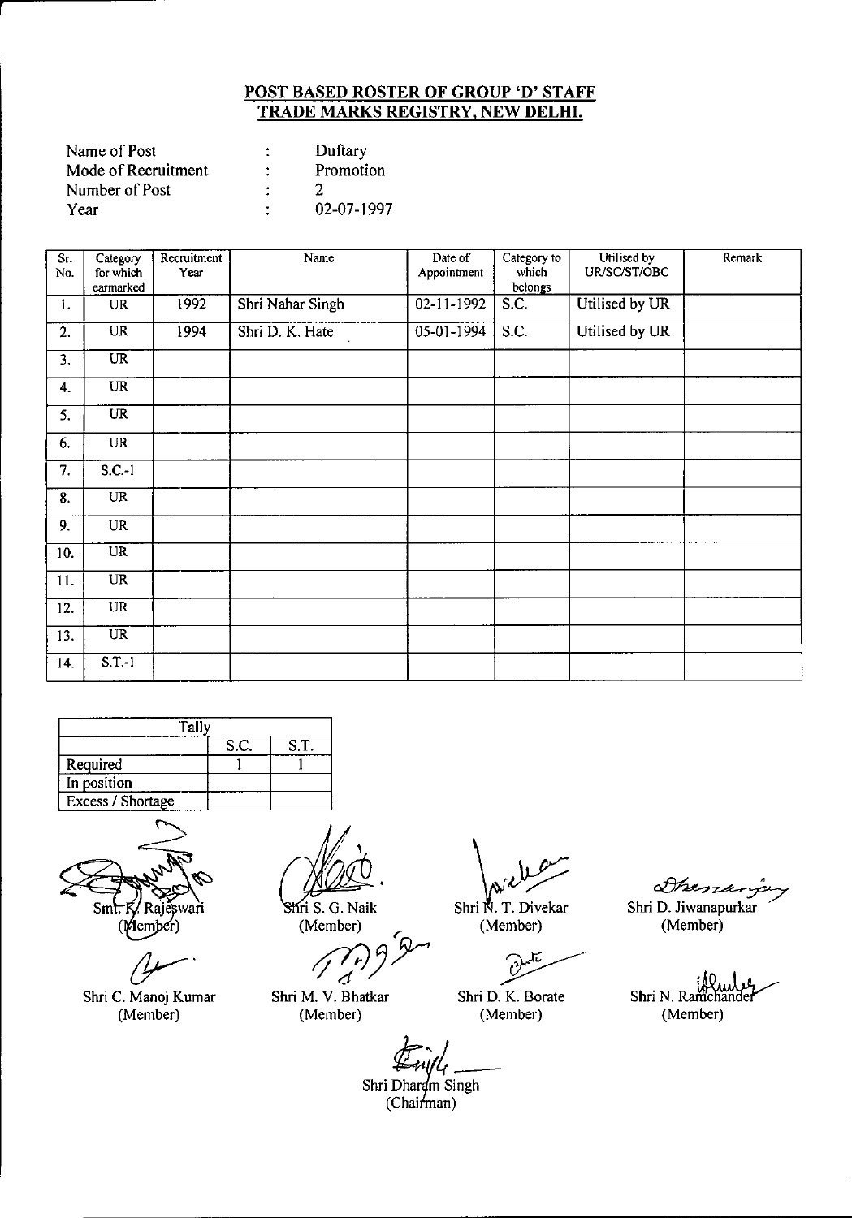## POST BASED ROSTER OF GROUP 'D' STAFF
## TRADE MARKS REGISTRY, NEW DELHI.

| | | |
|---|---|---|
| Name of Post | : | Duftary |
| Mode of Recruitment | : | Promotion |
| Number of Post | : | 2 |
| Year | : | 02-07-1997 |

| Sr. No. | Category for which earmarked | Recruitment Year | Name | Date of Appointment | Category to which belongs | Utilised by UR/SC/ST/OBC | Remark |
|---|---|---|---|---|---|---|---|
| 1. | UR | 1992 | Shri Nahar Singh | 02-11-1992 | S.C. | Utilised by UR | |
| 2. | UR | 1994 | Shri D. K. Hate | 05-01-1994 | S.C. | Utilised by UR | |
| 3. | UR | | | | | | |
| 4. | UR | | | | | | |
| 5. | UR | | | | | | |
| 6. | UR | | | | | | |
| 7. | S.C.-1 | | | | | | |
| 8. | UR | | | | | | |
| 9. | UR | | | | | | |
| 10. | UR | | | | | | |
| 11. | UR | | | | | | |
| 12. | UR | | | | | | |
| 13. | UR | | | | | | |
| 14. | S.T.-1 | | | | | | |

| Tally | | |
|---|---|---|
| | S.C. | S.T. |
| Required | 1 | 1 |
| In position | | |
| Excess / Shortage | | |

Smt. K. Rajeswari (Member)

Shri S. G. Naik (Member)

Shri N. T. Divekar (Member)

Shri D. Jiwanapurkar (Member)

Shri C. Manoj Kumar (Member)

Shri M. V. Bhatkar (Member)

Shri D. K. Borate (Member)

Shri N. Ramchander (Member)

Shri Dharam Singh (Chairman)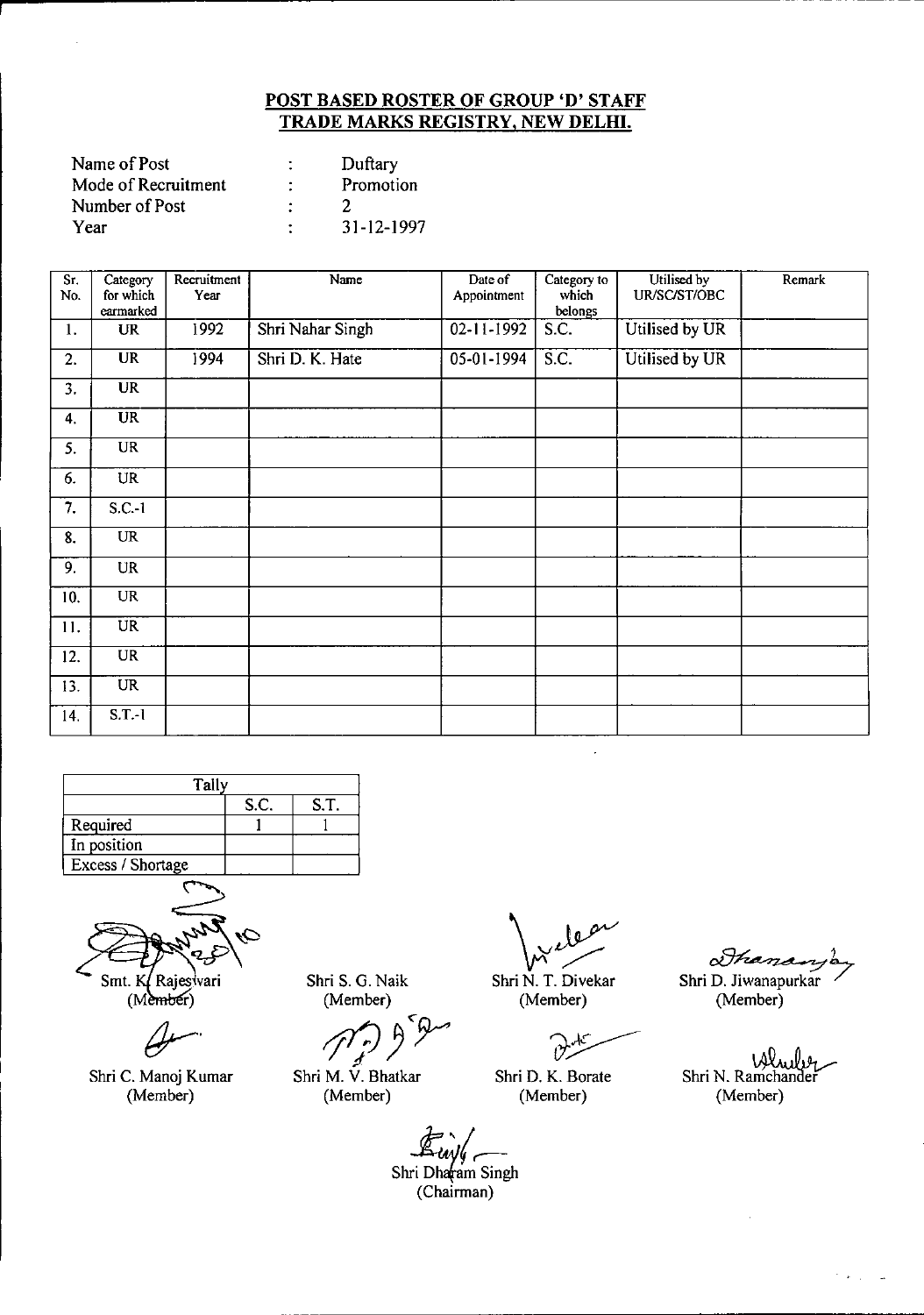## POST BASED ROSTER OF GROUP 'D' STAFF
## TRADE MARKS REGISTRY, NEW DELHI.

Name of Post : Duftary
Mode of Recruitment : Promotion
Number of Post : 2
Year : 31-12-1997

| Sr. No. | Category for which earmarked | Recruitment Year | Name | Date of Appointment | Category to which belongs | Utilised by UR/SC/ST/OBC | Remark |
|---|---|---|---|---|---|---|---|
| 1. | UR | 1992 | Shri Nahar Singh | 02-11-1992 | S.C. | Utilised by UR | |
| 2. | UR | 1994 | Shri D. K. Hate | 05-01-1994 | S.C. | Utilised by UR | |
| 3. | UR | | | | | | |
| 4. | UR | | | | | | |
| 5. | UR | | | | | | |
| 6. | UR | | | | | | |
| 7. | S.C.-1 | | | | | | |
| 8. | UR | | | | | | |
| 9. | UR | | | | | | |
| 10. | UR | | | | | | |
| 11. | UR | | | | | | |
| 12. | UR | | | | | | |
| 13. | UR | | | | | | |
| 14. | S.T.-1 | | | | | | |

| Tally | S.C. | S.T. |
|---|---|---|
| Required | 1 | 1 |
| In position | | |
| Excess / Shortage | | |

Smt. K. Rajeswari (Member)

Shri S. G. Naik (Member)

Shri N. T. Divekar (Member)

Shri D. Jiwanapurkar (Member)

Shri C. Manoj Kumar (Member)

Shri M. V. Bhatkar (Member)

Shri D. K. Borate (Member)

Shri N. Ramchander (Member)

Shri Dharam Singh (Chairman)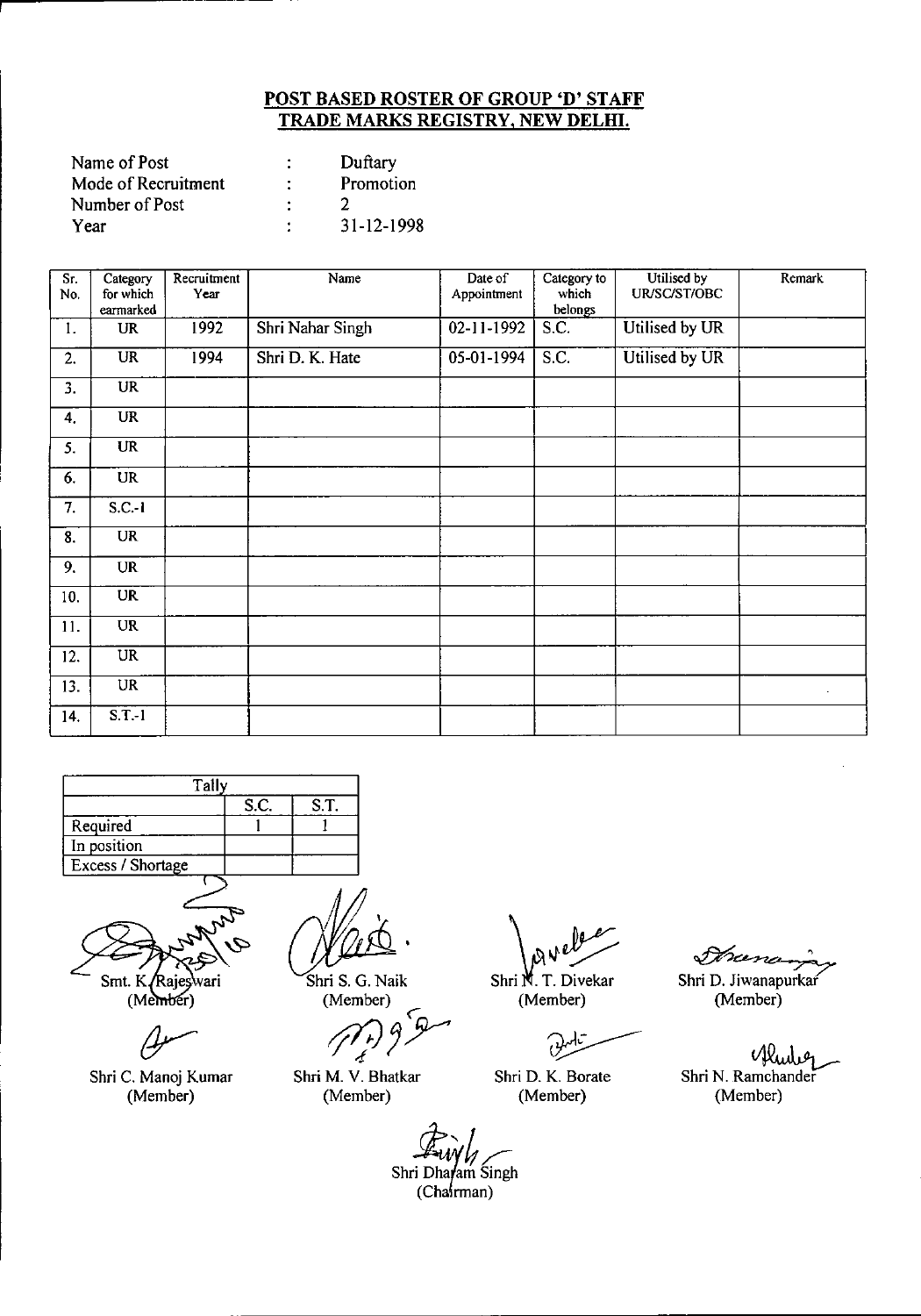## POST BASED ROSTER OF GROUP 'D' STAFF
## TRADE MARKS REGISTRY, NEW DELHI.

| | | |
|---|---|---|
| Name of Post | : | Duftary |
| Mode of Recruitment | : | Promotion |
| Number of Post | : | 2 |
| Year | : | 31-12-1998 |

| Sr. No. | Category for which earmarked | Recruitment Year | Name | Date of Appointment | Category to which belongs | Utilised by UR/SC/ST/OBC | Remark |
|---|---|---|---|---|---|---|---|
| 1. | UR | 1992 | Shri Nahar Singh | 02-11-1992 | S.C. | Utilised by UR | |
| 2. | UR | 1994 | Shri D. K. Hate | 05-01-1994 | S.C. | Utilised by UR | |
| 3. | UR | | | | | | |
| 4. | UR | | | | | | |
| 5. | UR | | | | | | |
| 6. | UR | | | | | | |
| 7. | S.C.-1 | | | | | | |
| 8. | UR | | | | | | |
| 9. | UR | | | | | | |
| 10. | UR | | | | | | |
| 11. | UR | | | | | | |
| 12. | UR | | | | | | |
| 13. | UR | | | | | | |
| 14. | S.T.-1 | | | | | | |

| Tally | S.C. | S.T. |
|---|---|---|
| Required | 1 | 1 |
| In position | | |
| Excess / Shortage | | |

Smt. K. Rajeswari (Member)

Shri S. G. Naik (Member)

Shri N. T. Divekar (Member)

Shri D. Jiwanapurkar (Member)

Shri C. Manoj Kumar (Member)

Shri M. V. Bhatkar (Member)

Shri D. K. Borate (Member)

Shri N. Ramchander (Member)

Shri Dharam Singh (Chairman)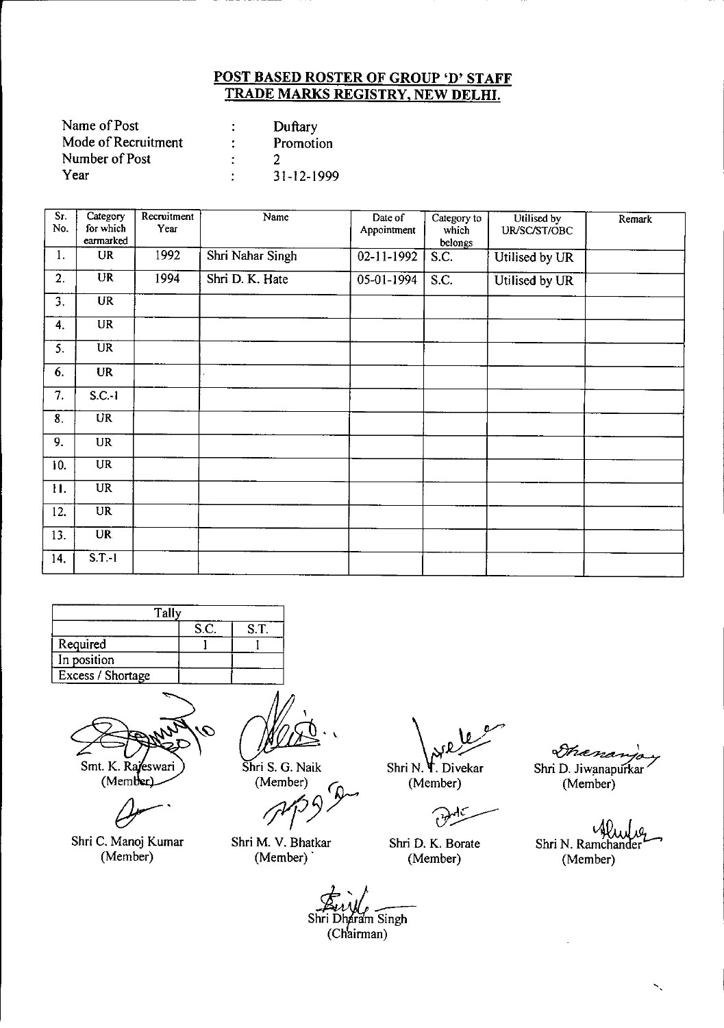**POST BASED ROSTER OF GROUP 'D' STAFF**
**TRADE MARKS REGISTRY, NEW DELHI.**

| | | |
|---|---|---|
| Name of Post | : | Duftary |
| Mode of Recruitment | : | Promotion |
| Number of Post | : | 2 |
| Year | : | 31-12-1999 |

| Sr. No. | Category for which earmarked | Recruitment Year | Name | Date of Appointment | Category to which belongs | Utilised by UR/SC/ST/OBC | Remark |
|---|---|---|---|---|---|---|---|
| 1. | UR | 1992 | Shri Nahar Singh | 02-11-1992 | S.C. | Utilised by UR | |
| 2. | UR | 1994 | Shri D. K. Hate | 05-01-1994 | S.C. | Utilised by UR | |
| 3. | UR | | | | | | |
| 4. | UR | | | | | | |
| 5. | UR | | | | | | |
| 6. | UR | | | | | | |
| 7. | S.C.-1 | | | | | | |
| 8. | UR | | | | | | |
| 9. | UR | | | | | | |
| 10. | UR | | | | | | |
| 11. | UR | | | | | | |
| 12. | UR | | | | | | |
| 13. | UR | | | | | | |
| 14. | S.T.-1 | | | | | | |

| Tally | | |
|---|---|---|
| | S.C. | S.T. |
| Required | 1 | 1 |
| In position | | |
| Excess / Shortage | | |

Smt. K. Rajeswari (Member) | Shri S. G. Naik (Member) | Shri N. T. Divekar (Member) | Shri D. Jiwanapurkar (Member)

Shri C. Manoj Kumar (Member) | Shri M. V. Bhatkar (Member) | Shri D. K. Borate (Member) | Shri N. Ramchander (Member)

Shri Dharam Singh (Chairman)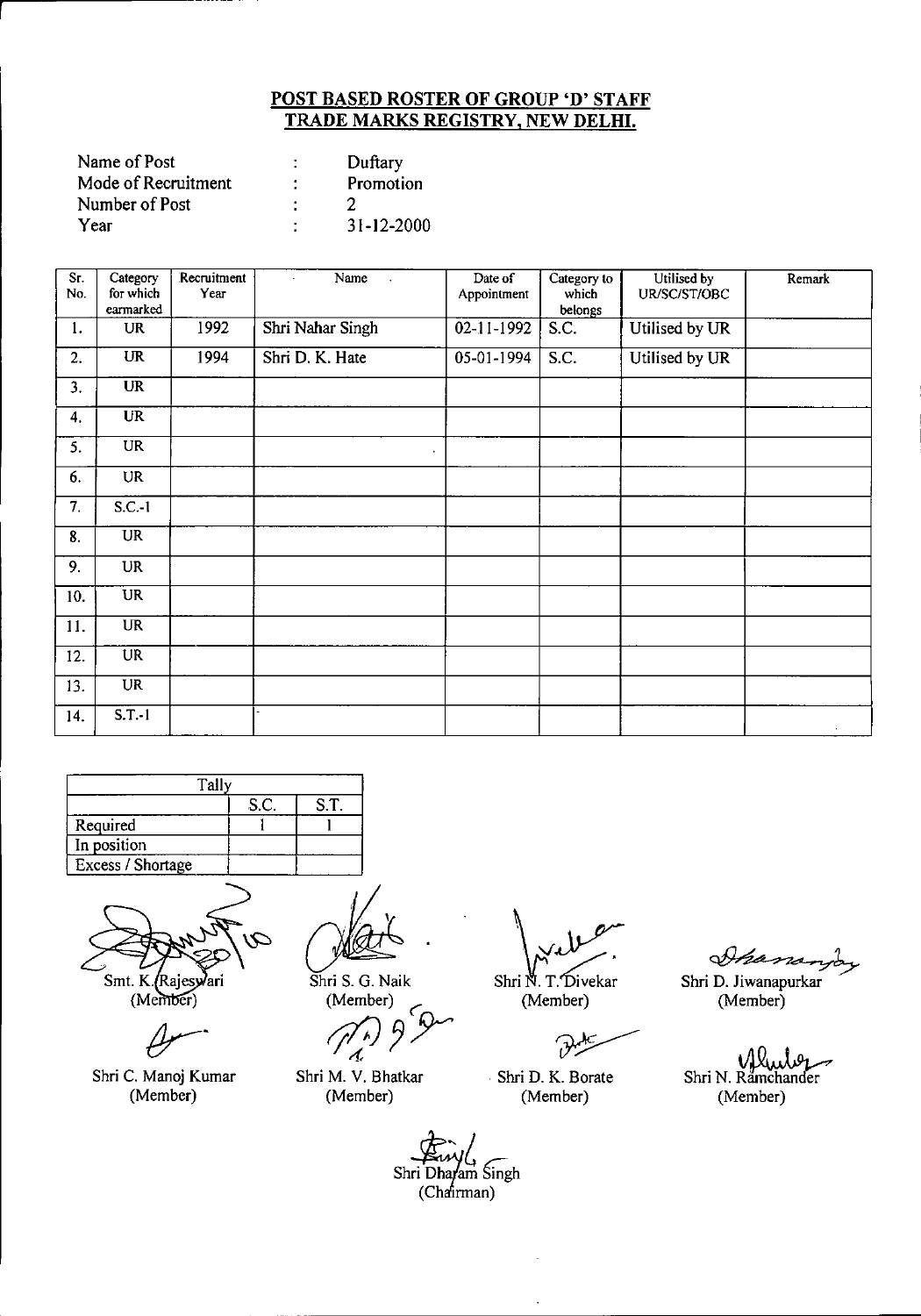## POST BASED ROSTER OF GROUP 'D' STAFF
## TRADE MARKS REGISTRY, NEW DELHI.

| | | |
|---|---|---|
| Name of Post | : | Duftary |
| Mode of Recruitment | : | Promotion |
| Number of Post | : | 2 |
| Year | : | 31-12-2000 |

| Sr. No. | Category for which earmarked | Recruitment Year | Name | Date of Appointment | Category to which belongs | Utilised by UR/SC/ST/OBC | Remark |
|---|---|---|---|---|---|---|---|
| 1. | UR | 1992 | Shri Nahar Singh | 02-11-1992 | S.C. | Utilised by UR | |
| 2. | UR | 1994 | Shri D. K. Hate | 05-01-1994 | S.C. | Utilised by UR | |
| 3. | UR | | | | | | |
| 4. | UR | | | | | | |
| 5. | UR | | | | | | |
| 6. | UR | | | | | | |
| 7. | S.C.-1 | | | | | | |
| 8. | UR | | | | | | |
| 9. | UR | | | | | | |
| 10. | UR | | | | | | |
| 11. | UR | | | | | | |
| 12. | UR | | | | | | |
| 13. | UR | | | | | | |
| 14. | S.T.-1 | | | | | | |

| Tally | S.C. | S.T. |
|---|---|---|
| Required | 1 | 1 |
| In position | | |
| Excess / Shortage | | |

Smt. K. Rajeswari (Member) — Shri S. G. Naik (Member) — Shri N. T. Divekar (Member) — Shri D. Jiwanapurkar (Member)

Shri C. Manoj Kumar (Member) — Shri M. V. Bhatkar (Member) — Shri D. K. Borate (Member) — Shri N. Ramchander (Member)

Shri Dharam Singh (Chairman)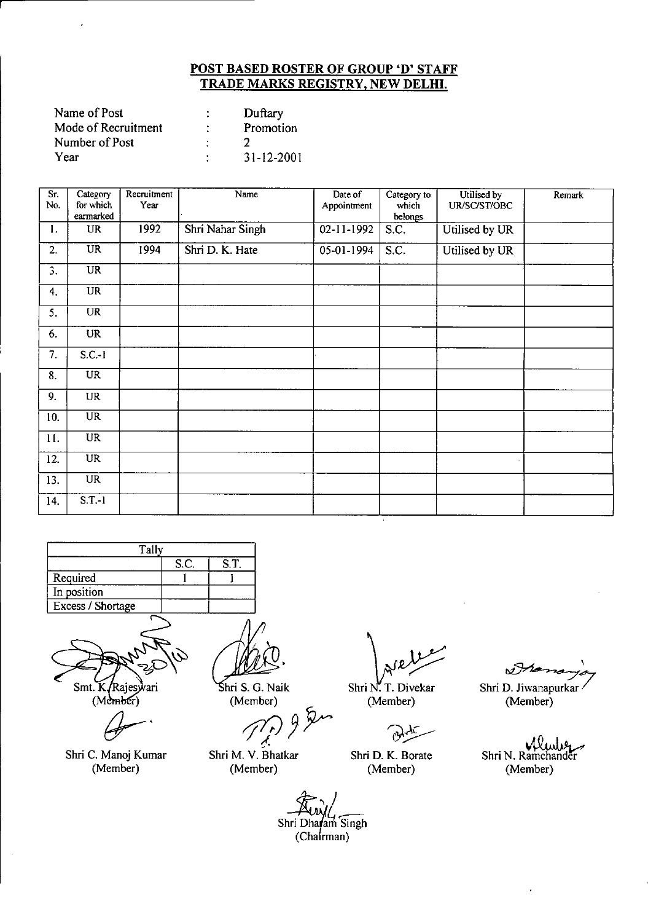## POST BASED ROSTER OF GROUP 'D' STAFF
## TRADE MARKS REGISTRY, NEW DELHI.

| | | |
|---|---|---|
| Name of Post | : | Duftary |
| Mode of Recruitment | : | Promotion |
| Number of Post | : | 2 |
| Year | : | 31-12-2001 |

| Sr. No. | Category for which earmarked | Recruitment Year | Name | Date of Appointment | Category to which belongs | Utilised by UR/SC/ST/OBC | Remark |
|---|---|---|---|---|---|---|---|
| 1. | UR | 1992 | Shri Nahar Singh | 02-11-1992 | S.C. | Utilised by UR | |
| 2. | UR | 1994 | Shri D. K. Hate | 05-01-1994 | S.C. | Utilised by UR | |
| 3. | UR | | | | | | |
| 4. | UR | | | | | | |
| 5. | UR | | | | | | |
| 6. | UR | | | | | | |
| 7. | S.C.-1 | | | | | | |
| 8. | UR | | | | | | |
| 9. | UR | | | | | | |
| 10. | UR | | | | | | |
| 11. | UR | | | | | | |
| 12. | UR | | | | | | |
| 13. | UR | | | | | | |
| 14. | S.T.-1 | | | | | | |

| Tally | S.C. | S.T. |
|---|---|---|
| Required | 1 | 1 |
| In position | | |
| Excess / Shortage | | |

Smt. K. Rajeswari (Member) | Shri S. G. Naik (Member) | Shri N. T. Divekar (Member) | Shri D. Jiwanapurkar (Member)

Shri C. Manoj Kumar (Member) | Shri M. V. Bhatkar (Member) | Shri D. K. Borate (Member) | Shri N. Ramchander (Member)

Shri Dharam Singh (Chairman)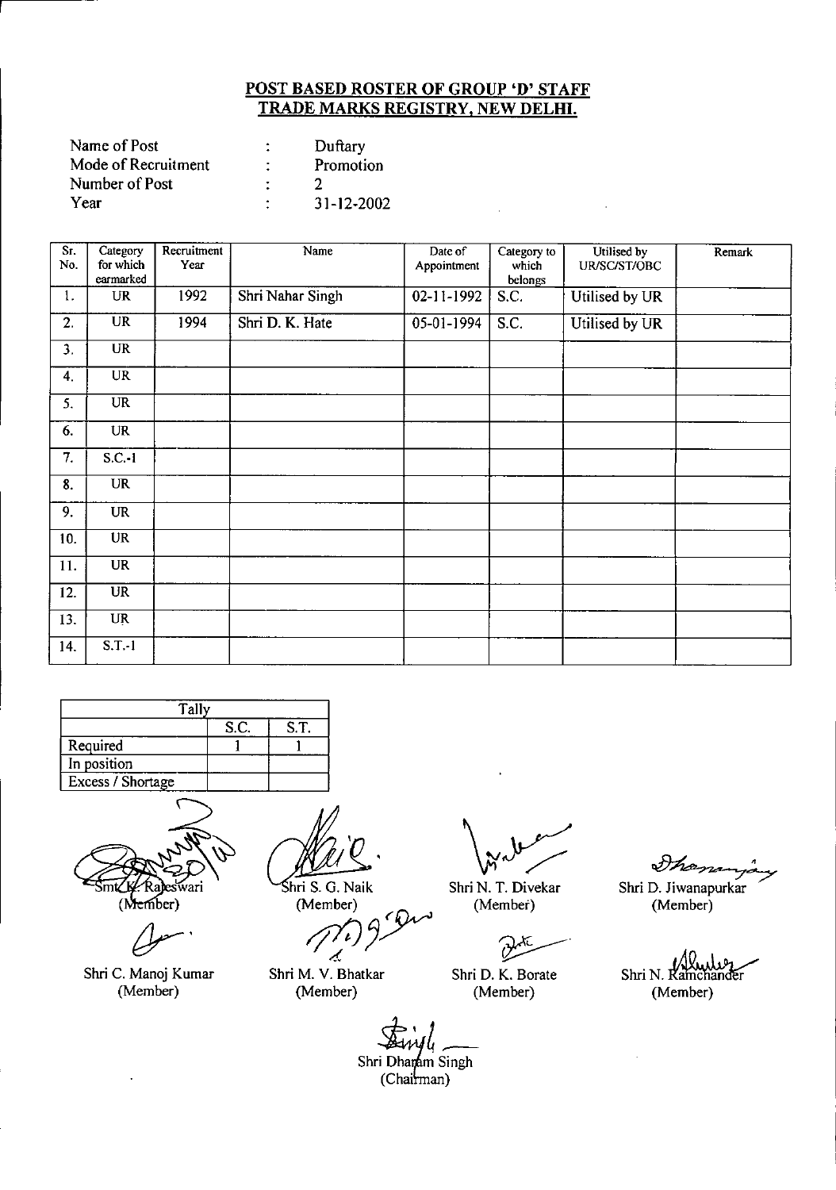## POST BASED ROSTER OF GROUP 'D' STAFF
## TRADE MARKS REGISTRY, NEW DELHI.

Name of Post : Duftary
Mode of Recruitment : Promotion
Number of Post : 2
Year : 31-12-2002

| Sr. No. | Category for which earmarked | Recruitment Year | Name | Date of Appointment | Category to which belongs | Utilised by UR/SC/ST/OBC | Remark |
|---|---|---|---|---|---|---|---|
| 1. | UR | 1992 | Shri Nahar Singh | 02-11-1992 | S.C. | Utilised by UR | |
| 2. | UR | 1994 | Shri D. K. Hate | 05-01-1994 | S.C. | Utilised by UR | |
| 3. | UR | | | | | | |
| 4. | UR | | | | | | |
| 5. | UR | | | | | | |
| 6. | UR | | | | | | |
| 7. | S.C.-1 | | | | | | |
| 8. | UR | | | | | | |
| 9. | UR | | | | | | |
| 10. | UR | | | | | | |
| 11. | UR | | | | | | |
| 12. | UR | | | | | | |
| 13. | UR | | | | | | |
| 14. | S.T.-1 | | | | | | |

| Tally | | |
|---|---|---|
| | S.C. | S.T. |
| Required | 1 | 1 |
| In position | | |
| Excess / Shortage | | |

Smt K. Rajeswari (Member)

Shri S. G. Naik (Member)

Shri N. T. Divekar (Member)

Shri D. Jiwanapurkar (Member)

Shri C. Manoj Kumar (Member)

Shri M. V. Bhatkar (Member)

Shri D. K. Borate (Member)

Shri N. Ramchander (Member)

Shri Dharam Singh (Chairman)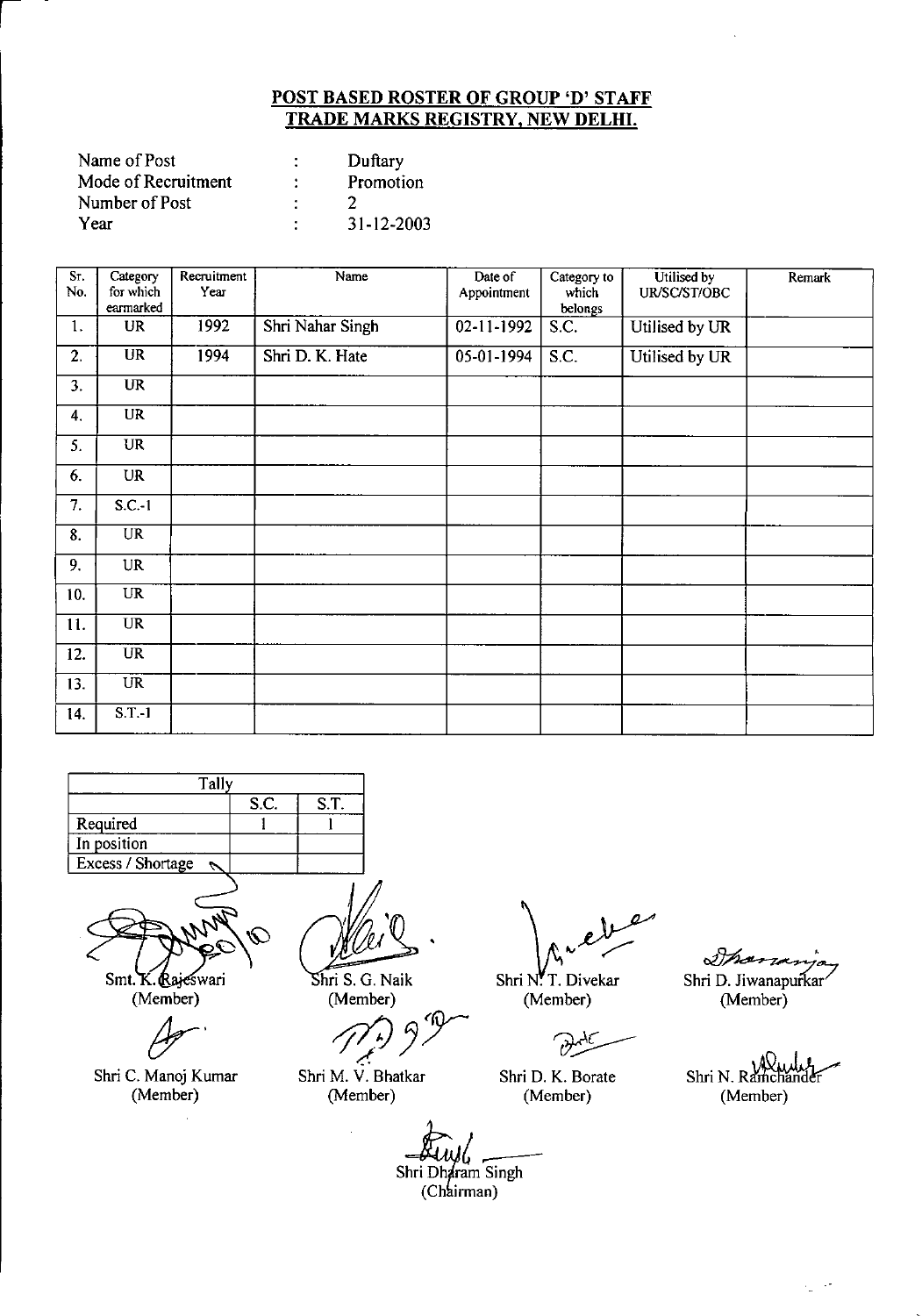# POST BASED ROSTER OF GROUP 'D' STAFF
# TRADE MARKS REGISTRY, NEW DELHI.

| | | |
|---|---|---|
| Name of Post | : | Duftary |
| Mode of Recruitment | : | Promotion |
| Number of Post | : | 2 |
| Year | : | 31-12-2003 |

| Sr. No. | Category for which earmarked | Recruitment Year | Name | Date of Appointment | Category to which belongs | Utilised by UR/SC/ST/OBC | Remark |
|---|---|---|---|---|---|---|---|
| 1. | UR | 1992 | Shri Nahar Singh | 02-11-1992 | S.C. | Utilised by UR | |
| 2. | UR | 1994 | Shri D. K. Hate | 05-01-1994 | S.C. | Utilised by UR | |
| 3. | UR | | | | | | |
| 4. | UR | | | | | | |
| 5. | UR | | | | | | |
| 6. | UR | | | | | | |
| 7. | S.C.-1 | | | | | | |
| 8. | UR | | | | | | |
| 9. | UR | | | | | | |
| 10. | UR | | | | | | |
| 11. | UR | | | | | | |
| 12. | UR | | | | | | |
| 13. | UR | | | | | | |
| 14. | S.T.-1 | | | | | | |

| Tally | | |
|---|---|---|
| | S.C. | S.T. |
| Required | 1 | 1 |
| In position | | |
| Excess / Shortage | | |

Smt. K. Rajeswari (Member) | Shri S. G. Naik (Member) | Shri N. T. Divekar (Member) | Shri D. Jiwanapurkar (Member)

Shri C. Manoj Kumar (Member) | Shri M. V. Bhatkar (Member) | Shri D. K. Borate (Member) | Shri N. Ramchander (Member)

Shri Dharam Singh (Chairman)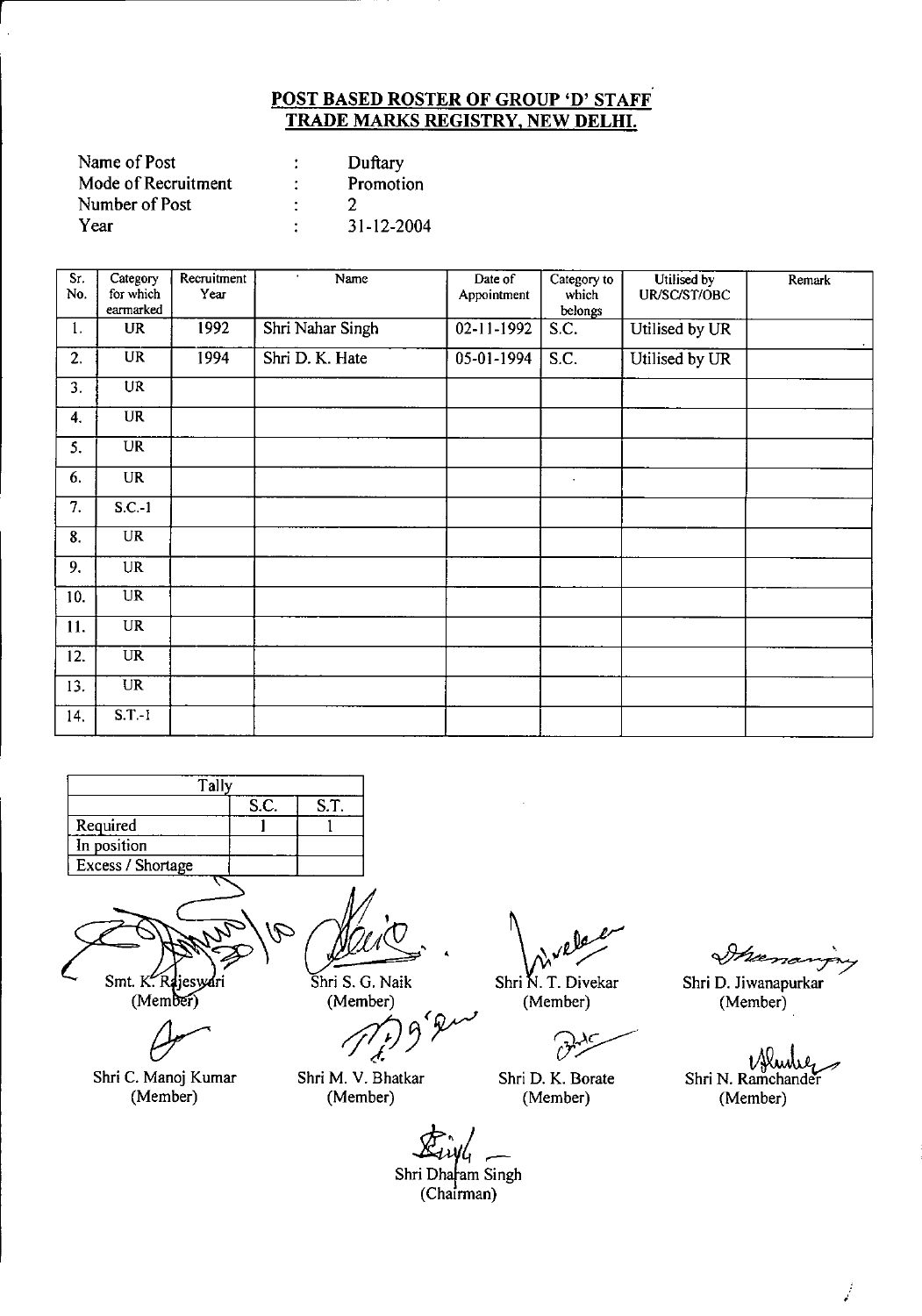## POST BASED ROSTER OF GROUP 'D' STAFF
## TRADE MARKS REGISTRY, NEW DELHI.

| | | |
|---|---|---|
| Name of Post | : | Duftary |
| Mode of Recruitment | : | Promotion |
| Number of Post | : | 2 |
| Year | : | 31-12-2004 |

| Sr. No. | Category for which earmarked | Recruitment Year | Name | Date of Appointment | Category to which belongs | Utilised by UR/SC/ST/OBC | Remark |
|---|---|---|---|---|---|---|---|
| 1. | UR | 1992 | Shri Nahar Singh | 02-11-1992 | S.C. | Utilised by UR | |
| 2. | UR | 1994 | Shri D. K. Hate | 05-01-1994 | S.C. | Utilised by UR | |
| 3. | UR | | | | | | |
| 4. | UR | | | | | | |
| 5. | UR | | | | | | |
| 6. | UR | | | | | | |
| 7. | S.C.-1 | | | | | | |
| 8. | UR | | | | | | |
| 9. | UR | | | | | | |
| 10. | UR | | | | | | |
| 11. | UR | | | | | | |
| 12. | UR | | | | | | |
| 13. | UR | | | | | | |
| 14. | S.T.-1 | | | | | | |

| Tally | | |
|---|---|---|
| | S.C. | S.T. |
| Required | 1 | 1 |
| In position | | |
| Excess / Shortage | | |

Smt. K. Rajeswari (Member)

Shri S. G. Naik (Member)

Shri N. T. Divekar (Member)

Shri D. Jiwanapurkar (Member)

Shri C. Manoj Kumar (Member)

Shri M. V. Bhatkar (Member)

Shri D. K. Borate (Member)

Shri N. Ramchander (Member)

Shri Dharam Singh (Chairman)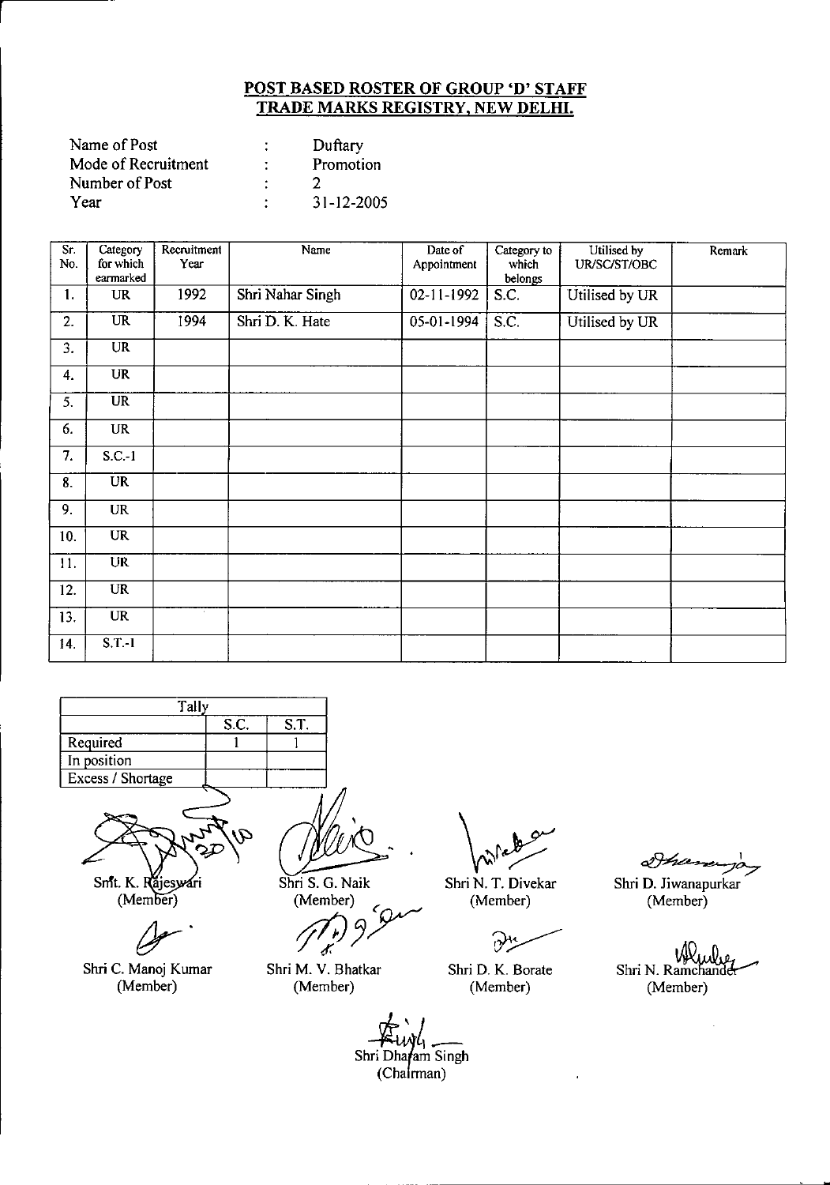## POST BASED ROSTER OF GROUP 'D' STAFF
## TRADE MARKS REGISTRY, NEW DELHI.

| | | |
|---|---|---|
| Name of Post | : | Duftary |
| Mode of Recruitment | : | Promotion |
| Number of Post | : | 2 |
| Year | : | 31-12-2005 |

| Sr. No. | Category for which earmarked | Recruitment Year | Name | Date of Appointment | Category to which belongs | Utilised by UR/SC/ST/OBC | Remark |
|---|---|---|---|---|---|---|---|
| 1. | UR | 1992 | Shri Nahar Singh | 02-11-1992 | S.C. | Utilised by UR | |
| 2. | UR | 1994 | Shri D. K. Hate | 05-01-1994 | S.C. | Utilised by UR | |
| 3. | UR | | | | | | |
| 4. | UR | | | | | | |
| 5. | UR | | | | | | |
| 6. | UR | | | | | | |
| 7. | S.C.-1 | | | | | | |
| 8. | UR | | | | | | |
| 9. | UR | | | | | | |
| 10. | UR | | | | | | |
| 11. | UR | | | | | | |
| 12. | UR | | | | | | |
| 13. | UR | | | | | | |
| 14. | S.T.-1 | | | | | | |

| Tally | S.C. | S.T. |
|---|---|---|
| Required | 1 | 1 |
| In position | | |
| Excess / Shortage | | |

Smt. K. Rajeswari (Member)

Shri S. G. Naik (Member)

Shri N. T. Divekar (Member)

Shri D. Jiwanapurkar (Member)

Shri C. Manoj Kumar (Member)

Shri M. V. Bhatkar (Member)

Shri D. K. Borate (Member)

Shri N. Ramchander (Member)

Shri Dharam Singh (Chairman)